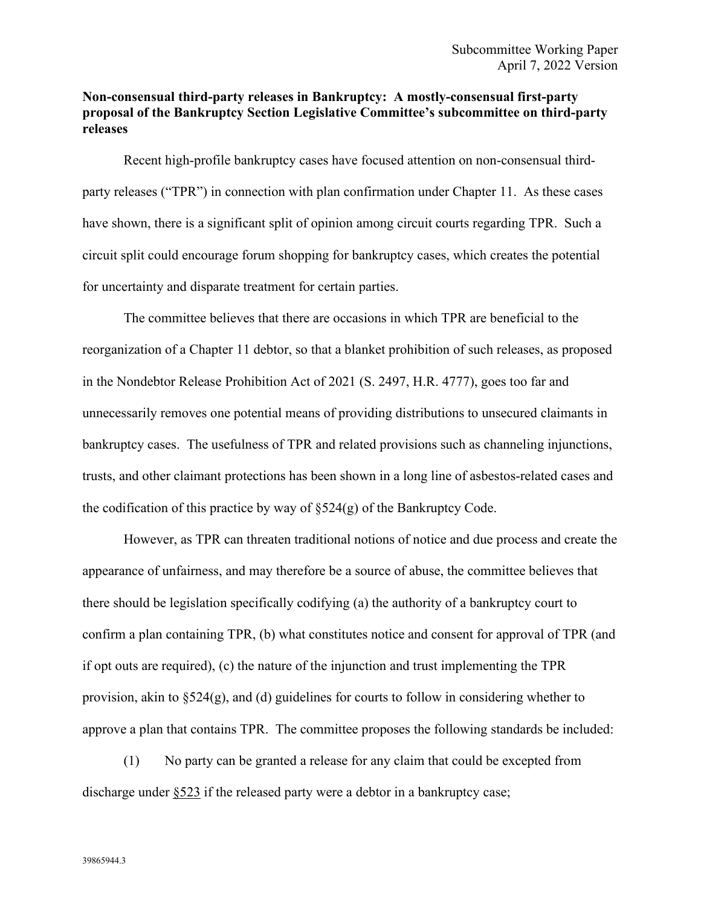Subcommittee Working Paper
April 7, 2022 Version

**Non-consensual third-party releases in Bankruptcy: A mostly-consensual first-party proposal of the Bankruptcy Section Legislative Committee's subcommittee on third-party releases**

Recent high-profile bankruptcy cases have focused attention on non-consensual third-party releases ("TPR") in connection with plan confirmation under Chapter 11. As these cases have shown, there is a significant split of opinion among circuit courts regarding TPR. Such a circuit split could encourage forum shopping for bankruptcy cases, which creates the potential for uncertainty and disparate treatment for certain parties.

The committee believes that there are occasions in which TPR are beneficial to the reorganization of a Chapter 11 debtor, so that a blanket prohibition of such releases, as proposed in the Nondebtor Release Prohibition Act of 2021 (S. 2497, H.R. 4777), goes too far and unnecessarily removes one potential means of providing distributions to unsecured claimants in bankruptcy cases. The usefulness of TPR and related provisions such as channeling injunctions, trusts, and other claimant protections has been shown in a long line of asbestos-related cases and the codification of this practice by way of §524(g) of the Bankruptcy Code.

However, as TPR can threaten traditional notions of notice and due process and create the appearance of unfairness, and may therefore be a source of abuse, the committee believes that there should be legislation specifically codifying (a) the authority of a bankruptcy court to confirm a plan containing TPR, (b) what constitutes notice and consent for approval of TPR (and if opt outs are required), (c) the nature of the injunction and trust implementing the TPR provision, akin to §524(g), and (d) guidelines for courts to follow in considering whether to approve a plan that contains TPR. The committee proposes the following standards be included:

(1) No party can be granted a release for any claim that could be excepted from discharge under §523 if the released party were a debtor in a bankruptcy case;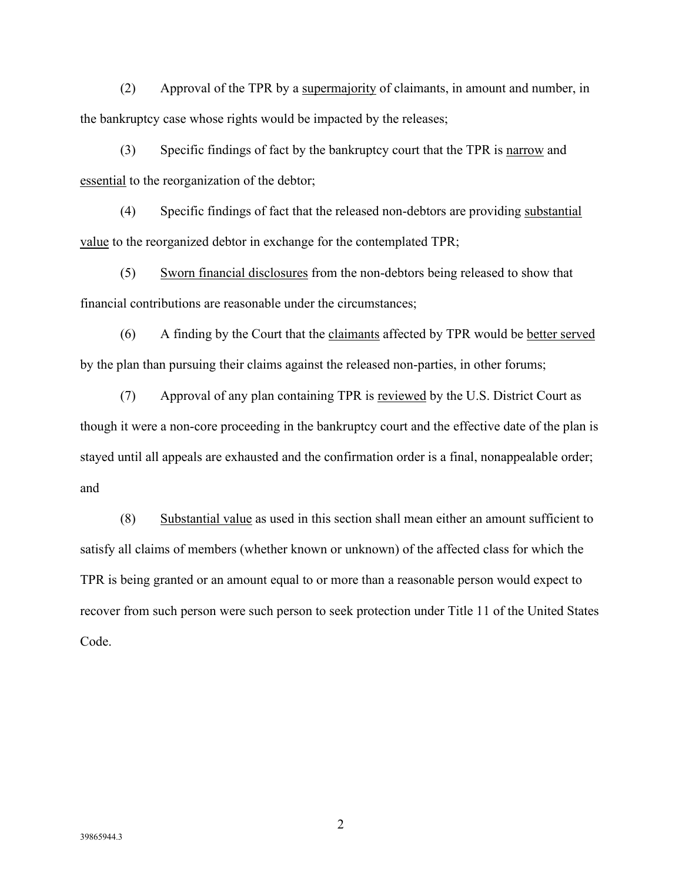(2) Approval of the TPR by a <u>supermajority</u> of claimants, in amount and number, in the bankruptcy case whose rights would be impacted by the releases;

(3) Specific findings of fact by the bankruptcy court that the TPR is <u>narrow</u> and <u>essential</u> to the reorganization of the debtor;

(4) Specific findings of fact that the released non-debtors are providing <u>substantial value</u> to the reorganized debtor in exchange for the contemplated TPR;

(5) <u>Sworn financial disclosures</u> from the non-debtors being released to show that financial contributions are reasonable under the circumstances;

(6) A finding by the Court that the <u>claimants</u> affected by TPR would be <u>better served</u> by the plan than pursuing their claims against the released non-parties, in other forums;

(7) Approval of any plan containing TPR is <u>reviewed</u> by the U.S. District Court as though it were a non-core proceeding in the bankruptcy court and the effective date of the plan is stayed until all appeals are exhausted and the confirmation order is a final, nonappealable order; and

(8) <u>Substantial value</u> as used in this section shall mean either an amount sufficient to satisfy all claims of members (whether known or unknown) of the affected class for which the TPR is being granted or an amount equal to or more than a reasonable person would expect to recover from such person were such person to seek protection under Title 11 of the United States Code.

39865944.3